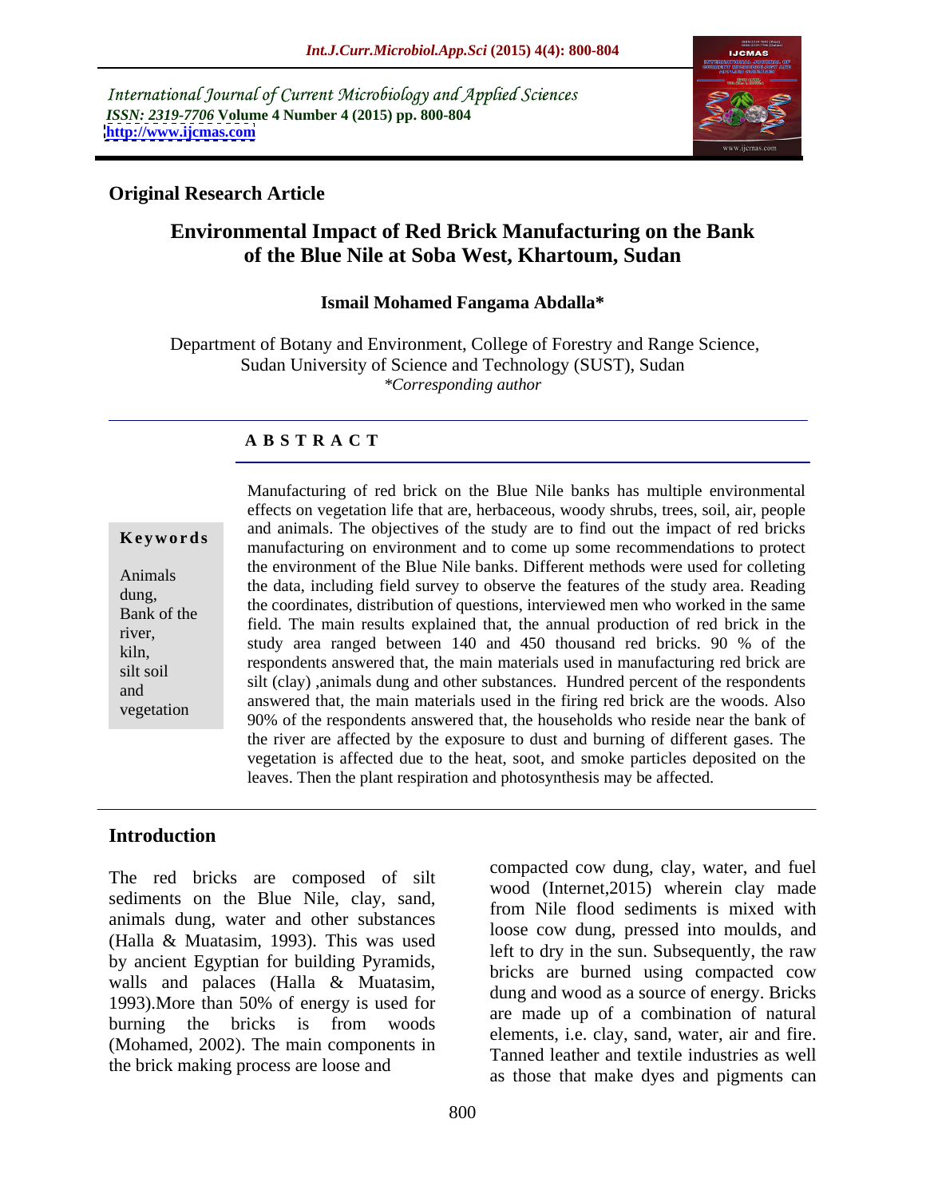International Journal of Current Microbiology and Applied Sciences
*ISSN: 2319-7706* **Volume 4 Number 4 (2015) pp. 800-804**
**http://www.ijcmas.com**

**Original Research Article**

# Environmental Impact of Red Brick Manufacturing on the Bank of the Blue Nile at Soba West, Khartoum, Sudan

**Ismail Mohamed Fangama Abdalla***

Department of Botany and Environment, College of Forestry and Range Science, Sudan University of Science and Technology (SUST), Sudan
*\*Corresponding author*

## ABSTRACT

**Keywords**

Animals dung, Bank of the river, kiln, silt soil and vegetation

Manufacturing of red brick on the Blue Nile banks has multiple environmental effects on vegetation life that are, herbaceous, woody shrubs, trees, soil, air, people and animals. The objectives of the study are to find out the impact of red bricks manufacturing on environment and to come up some recommendations to protect the environment of the Blue Nile banks. Different methods were used for colleting the data, including field survey to observe the features of the study area. Reading the coordinates, distribution of questions, interviewed men who worked in the same field. The main results explained that, the annual production of red brick in the study area ranged between 140 and 450 thousand red bricks. 90 % of the respondents answered that, the main materials used in manufacturing red brick are silt (clay) ,animals dung and other substances. Hundred percent of the respondents answered that, the main materials used in the firing red brick are the woods. Also 90% of the respondents answered that, the households who reside near the bank of the river are affected by the exposure to dust and burning of different gases. The vegetation is affected due to the heat, soot, and smoke particles deposited on the leaves. Then the plant respiration and photosynthesis may be affected.

## Introduction

The red bricks are composed of silt sediments on the Blue Nile, clay, sand, animals dung, water and other substances (Halla & Muatasim, 1993). This was used by ancient Egyptian for building Pyramids, walls and palaces (Halla & Muatasim, 1993).More than 50% of energy is used for burning the bricks is from woods (Mohamed, 2002). The main components in the brick making process are loose and compacted cow dung, clay, water, and fuel wood (Internet,2015) wherein clay made from Nile flood sediments is mixed with loose cow dung, pressed into moulds, and left to dry in the sun. Subsequently, the raw bricks are burned using compacted cow dung and wood as a source of energy. Bricks are made up of a combination of natural elements, i.e. clay, sand, water, air and fire. Tanned leather and textile industries as well as those that make dyes and pigments can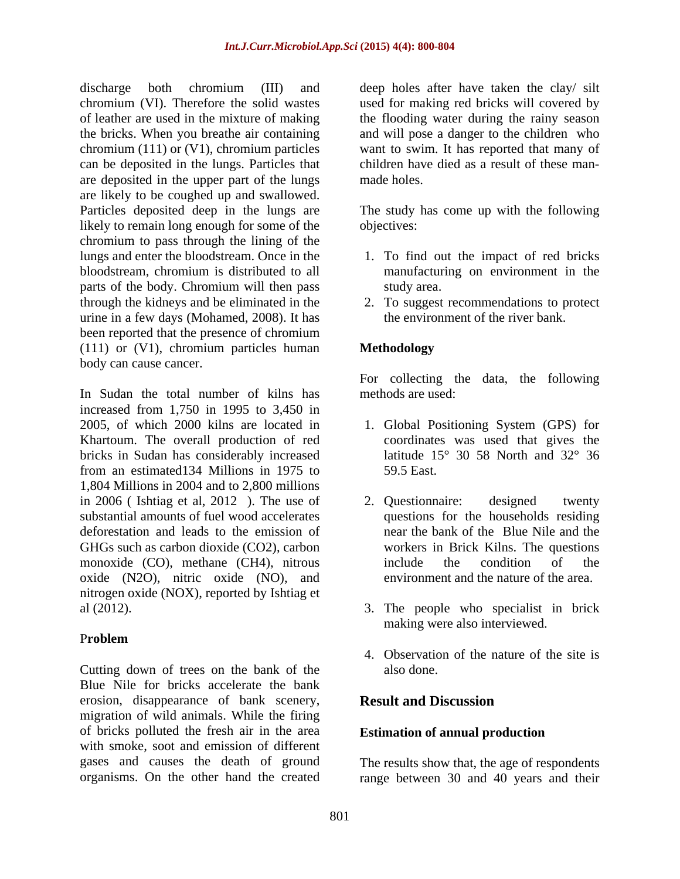discharge both chromium (III) and chromium (VI). Therefore the solid wastes of leather are used in the mixture of making the bricks. When you breathe air containing chromium (111) or (V1), chromium particles can be deposited in the lungs. Particles that are deposited in the upper part of the lungs are likely to be coughed up and swallowed. Particles deposited deep in the lungs are likely to remain long enough for some of the chromium to pass through the lining of the lungs and enter the bloodstream. Once in the bloodstream, chromium is distributed to all parts of the body. Chromium will then pass through the kidneys and be eliminated in the urine in a few days (Mohamed, 2008). It has been reported that the presence of chromium (111) or (V1), chromium particles human body can cause cancer.

In Sudan the total number of kilns has increased from 1,750 in 1995 to 3,450 in 2005, of which 2000 kilns are located in Khartoum. The overall production of red bricks in Sudan has considerably increased from an estimated134 Millions in 1975 to 1,804 Millions in 2004 and to 2,800 millions in 2006 ( Ishtiag et al, 2012 ). The use of substantial amounts of fuel wood accelerates deforestation and leads to the emission of GHGs such as carbon dioxide ($CO_2$), carbon monoxide (CO), methane ($CH_4$), nitrous oxide ($N_2O$), nitric oxide (NO), and nitrogen oxide ($NO_X$), reported by Ishtiag et al (2012).

## Problem

Cutting down of trees on the bank of the Blue Nile for bricks accelerate the bank erosion, disappearance of bank scenery, migration of wild animals. While the firing of bricks polluted the fresh air in the area with smoke, soot and emission of different gases and causes the death of ground organisms. On the other hand the created deep holes after have taken the clay/ silt used for making red bricks will covered by the flooding water during the rainy season and will pose a danger to the children who want to swim. It has reported that many of children have died as a result of these man-made holes.

The study has come up with the following objectives:

1. To find out the impact of red bricks manufacturing on environment in the study area.
2. To suggest recommendations to protect the environment of the river bank.

## Methodology

For collecting the data, the following methods are used:

1. Global Positioning System (GPS) for coordinates was used that gives the latitude 15° 30 58 North and 32° 36 59.5 East.
2. Questionnaire: designed twenty questions for the households residing near the bank of the Blue Nile and the workers in Brick Kilns. The questions include the condition of the environment and the nature of the area.
3. The people who specialist in brick making were also interviewed.
4. Observation of the nature of the site is also done.

## Result and Discussion

### Estimation of annual production

The results show that, the age of respondents range between 30 and 40 years and their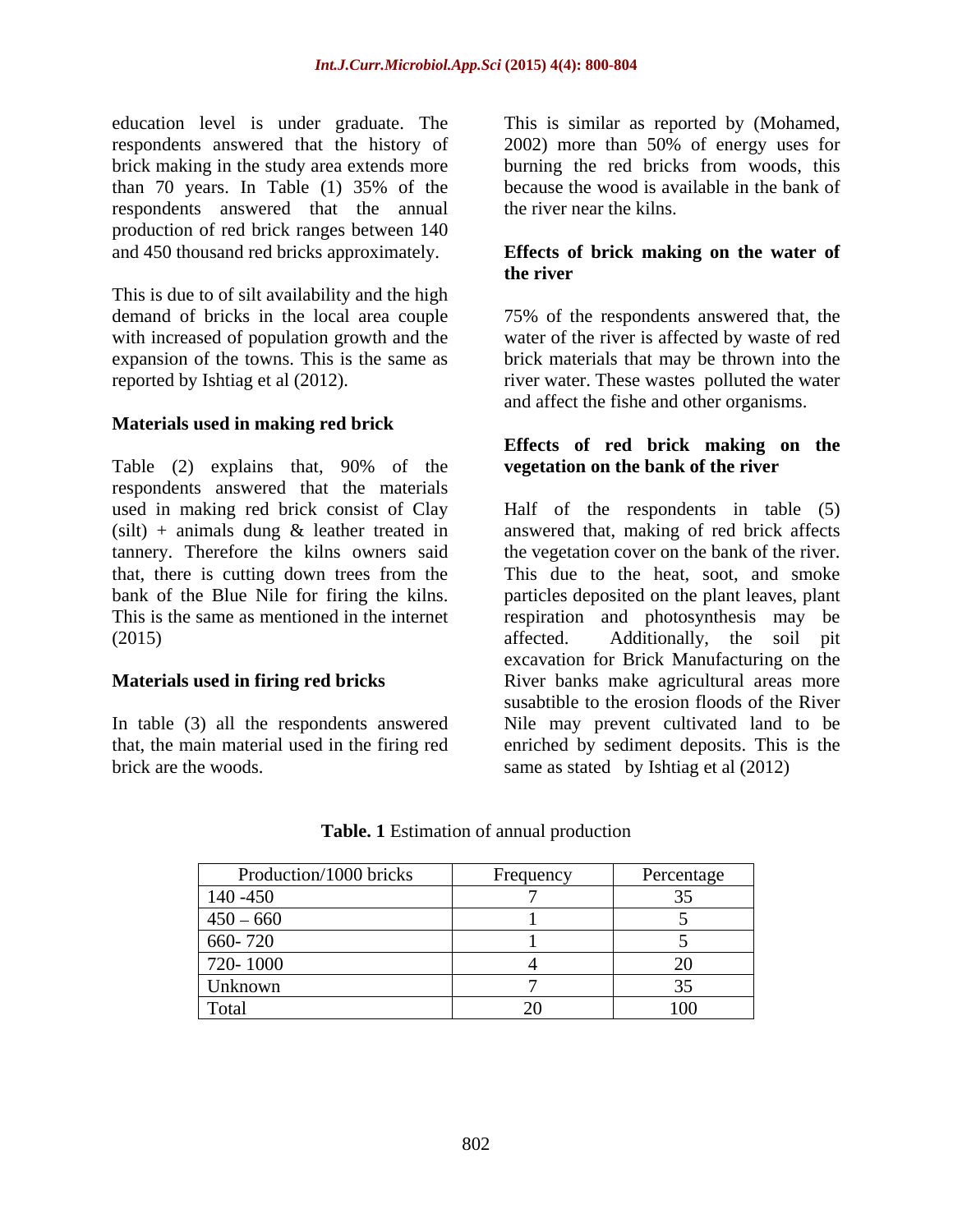education level is under graduate. The respondents answered that the history of brick making in the study area extends more than 70 years. In Table (1) 35% of the respondents answered that the annual production of red brick ranges between 140 and 450 thousand red bricks approximately.

This is due to of silt availability and the high demand of bricks in the local area couple with increased of population growth and the expansion of the towns. This is the same as reported by Ishtiag et al (2012).

### Materials used in making red brick

Table (2) explains that, 90% of the respondents answered that the materials used in making red brick consist of Clay (silt) + animals dung & leather treated in tannery. Therefore the kilns owners said that, there is cutting down trees from the bank of the Blue Nile for firing the kilns. This is the same as mentioned in the internet (2015)

### Materials used in firing red bricks

In table (3) all the respondents answered that, the main material used in the firing red brick are the woods.

This is similar as reported by (Mohamed, 2002) more than 50% of energy uses for burning the red bricks from woods, this because the wood is available in the bank of the river near the kilns.

### Effects of brick making on the water of the river

75% of the respondents answered that, the water of the river is affected by waste of red brick materials that may be thrown into the river water. These wastes polluted the water and affect the fishe and other organisms.

### Effects of red brick making on the vegetation on the bank of the river

Half of the respondents in table (5) answered that, making of red brick affects the vegetation cover on the bank of the river. This due to the heat, soot, and smoke particles deposited on the plant leaves, plant respiration and photosynthesis may be affected. Additionally, the soil pit excavation for Brick Manufacturing on the River banks make agricultural areas more susabtible to the erosion floods of the River Nile may prevent cultivated land to be enriched by sediment deposits. This is the same as stated by Ishtiag et al (2012)

**Table. 1** Estimation of annual production

| Production/1000 bricks | Frequency | Percentage |
|---|---|---|
| 140 -450 | 7 | 35 |
| 450 – 660 | 1 | 5 |
| 660- 720 | 1 | 5 |
| 720- 1000 | 4 | 20 |
| Unknown | 7 | 35 |
| Total | 20 | 100 |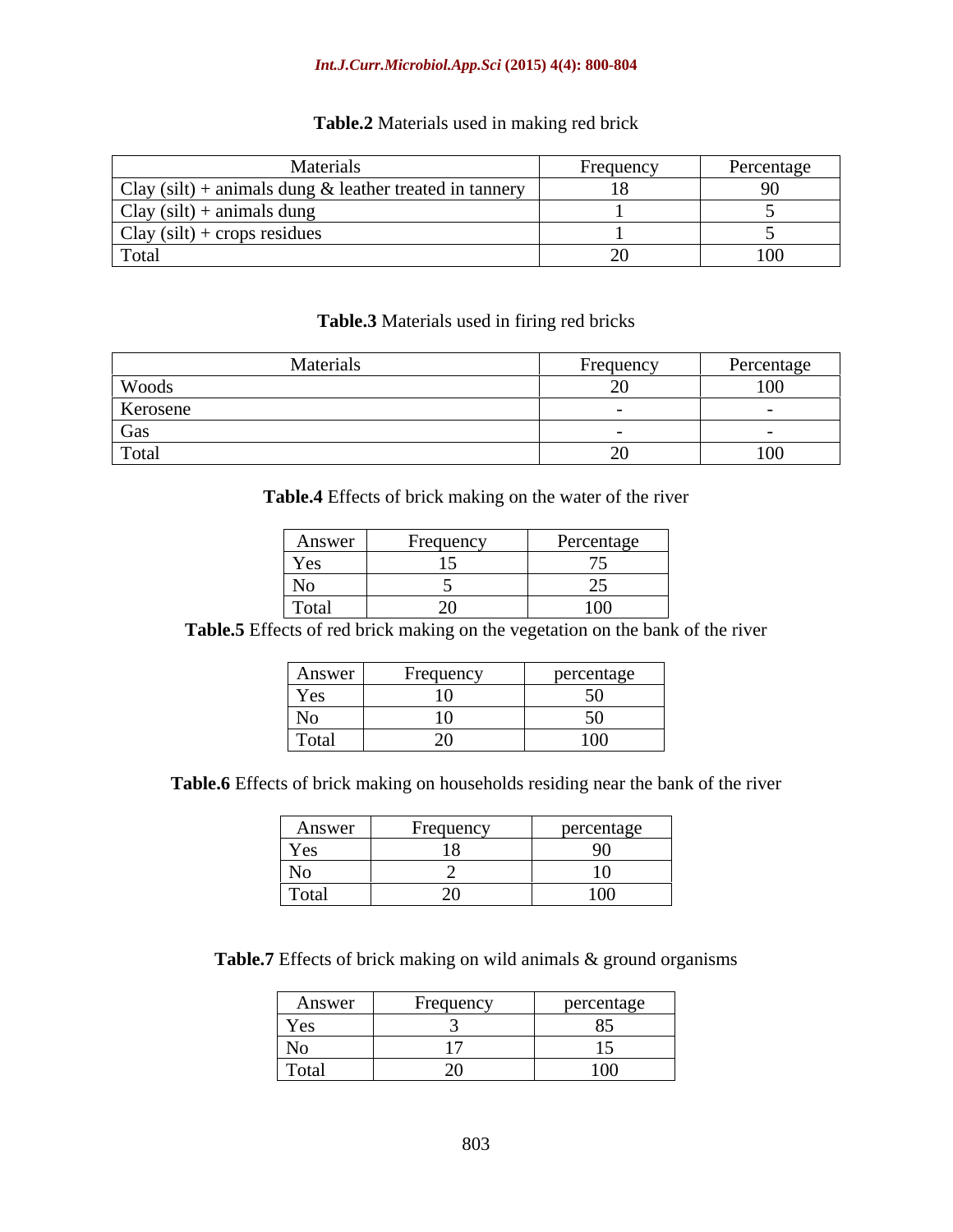**Table.2** Materials used in making red brick

| Materials | Frequency | Percentage |
|---|---|---|
| Clay (silt) + animals dung & leather treated in tannery | 18 | 90 |
| Clay (silt) + animals dung | 1 | 5 |
| Clay (silt) + crops residues | 1 | 5 |
| Total | 20 | 100 |

**Table.3** Materials used in firing red bricks

| Materials | Frequency | Percentage |
|---|---|---|
| Woods | 20 | 100 |
| Kerosene | - | - |
| Gas | - | - |
| Total | 20 | 100 |

**Table.4** Effects of brick making on the water of the river

| Answer | Frequency | Percentage |
|---|---|---|
| Yes | 15 | 75 |
| No | 5 | 25 |
| Total | 20 | 100 |

**Table.5** Effects of red brick making on the vegetation on the bank of the river

| Answer | Frequency | percentage |
|---|---|---|
| Yes | 10 | 50 |
| No | 10 | 50 |
| Total | 20 | 100 |

**Table.6** Effects of brick making on households residing near the bank of the river

| Answer | Frequency | percentage |
|---|---|---|
| Yes | 18 | 90 |
| No | 2 | 10 |
| Total | 20 | 100 |

**Table.7** Effects of brick making on wild animals & ground organisms

| Answer | Frequency | percentage |
|---|---|---|
| Yes | 3 | 85 |
| No | 17 | 15 |
| Total | 20 | 100 |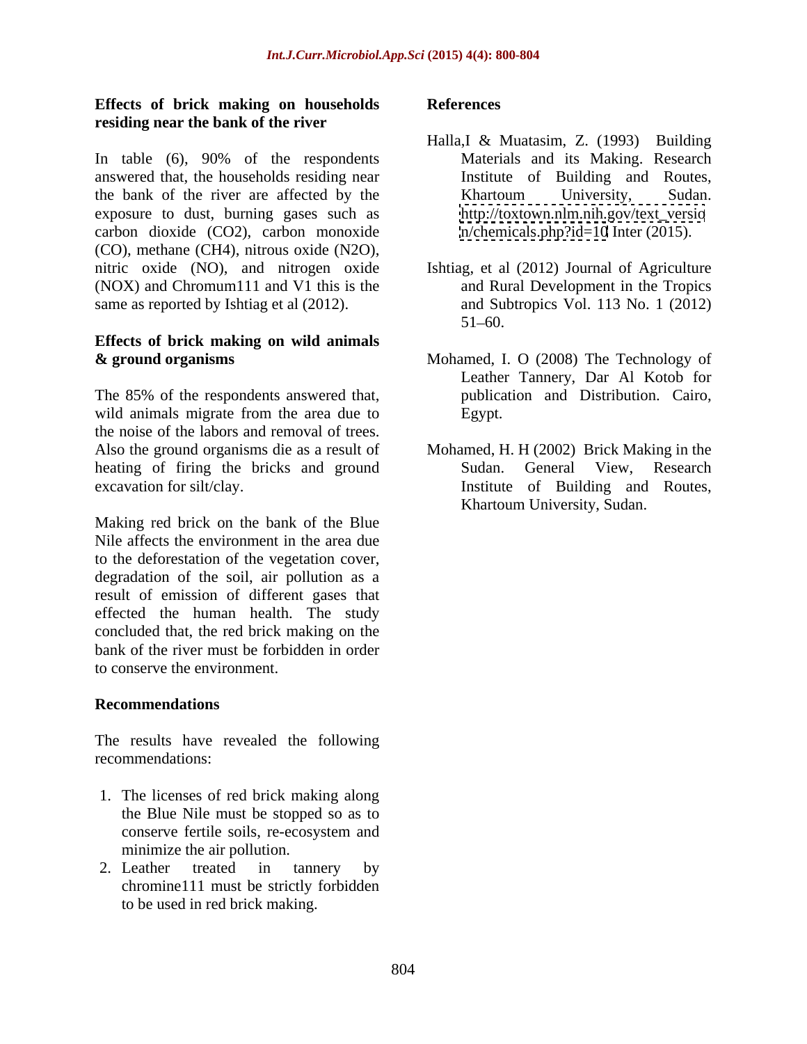### Effects of brick making on households residing near the bank of the river

In table (6), 90% of the respondents answered that, the households residing near the bank of the river are affected by the exposure to dust, burning gases such as carbon dioxide ($CO_2$), carbon monoxide (CO), methane ($CH_4$), nitrous oxide ($N_2O$), nitric oxide (NO), and nitrogen oxide (NOX) and Chromum111 and V1 this is the same as reported by Ishtiag et al (2012).

### Effects of brick making on wild animals & ground organisms

The 85% of the respondents answered that, wild animals migrate from the area due to the noise of the labors and removal of trees. Also the ground organisms die as a result of heating of firing the bricks and ground excavation for silt/clay.

Making red brick on the bank of the Blue Nile affects the environment in the area due to the deforestation of the vegetation cover, degradation of the soil, air pollution as a result of emission of different gases that effected the human health. The study concluded that, the red brick making on the bank of the river must be forbidden in order to conserve the environment.

### Recommendations

The results have revealed the following recommendations:

1. The licenses of red brick making along the Blue Nile must be stopped so as to conserve fertile soils, re-ecosystem and minimize the air pollution.
2. Leather treated in tannery by chromine111 must be strictly forbidden to be used in red brick making.

### References

Halla,I & Muatasim, Z. (1993) Building Materials and its Making. Research Institute of Building and Routes, Khartoum University, Sudan. http://toxtown.nlm.nih.gov/text_version/chemicals.php?id=10 Inter (2015).

Ishtiag, et al (2012) Journal of Agriculture and Rural Development in the Tropics and Subtropics Vol. 113 No. 1 (2012) 51–60.

Mohamed, I. O (2008) The Technology of Leather Tannery, Dar Al Kotob for publication and Distribution. Cairo, Egypt.

Mohamed, H. H (2002) Brick Making in the Sudan. General View, Research Institute of Building and Routes, Khartoum University, Sudan.